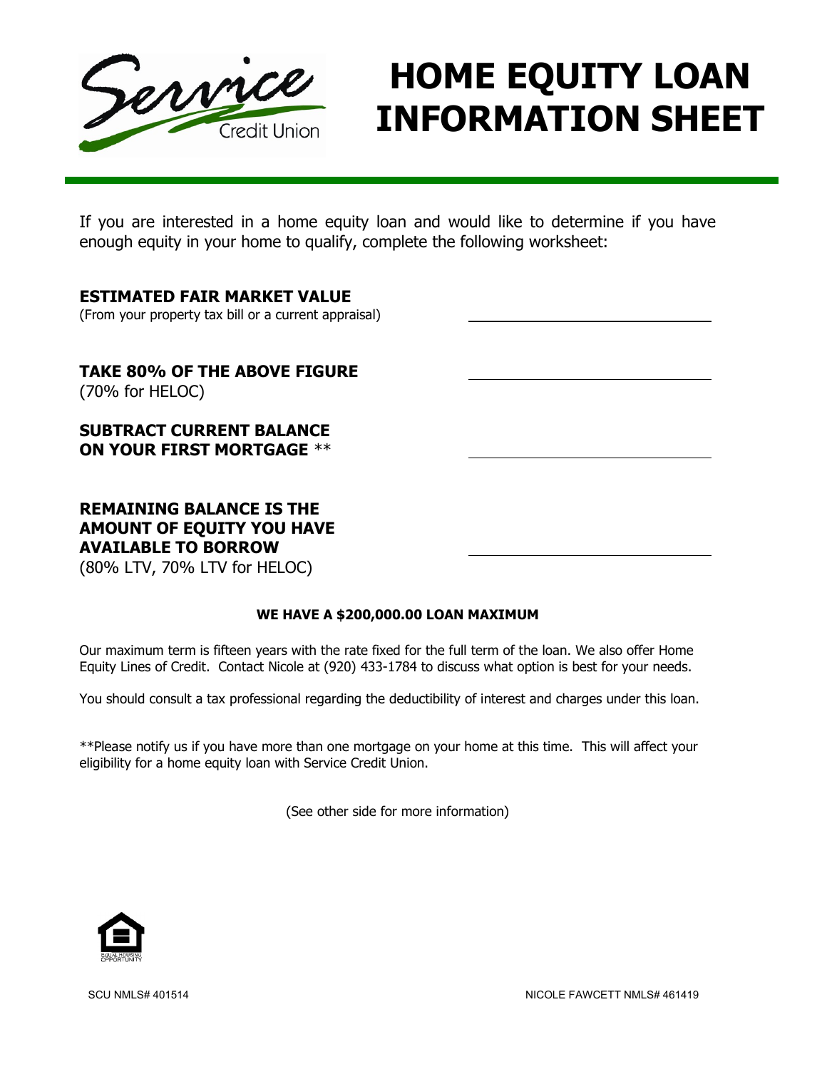Service Credit Union

# HOME EQUITY LOAN INFORMATION SHEET

If you are interested in a home equity loan and would like to determine if you have enough equity in your home to qualify, complete the following worksheet:

**ESTIMATED FAIR MARKET VALUE**
(From your property tax bill or a current appraisal) \_\_\_\_\_\_\_\_\_\_\_\_\_\_\_\_\_\_\_\_

**TAKE 80% OF THE ABOVE FIGURE**
(70% for HELOC) \_\_\_\_\_\_\_\_\_\_\_\_\_\_\_\_\_\_\_\_

**SUBTRACT CURRENT BALANCE ON YOUR FIRST MORTGAGE** ** \_\_\_\_\_\_\_\_\_\_\_\_\_\_\_\_\_\_\_\_

**REMAINING BALANCE IS THE AMOUNT OF EQUITY YOU HAVE AVAILABLE TO BORROW**
(80% LTV, 70% LTV for HELOC) \_\_\_\_\_\_\_\_\_\_\_\_\_\_\_\_\_\_\_\_

**WE HAVE A $200,000.00 LOAN MAXIMUM**

Our maximum term is fifteen years with the rate fixed for the full term of the loan. We also offer Home Equity Lines of Credit. Contact Nicole at (920) 433-1784 to discuss what option is best for your needs.

You should consult a tax professional regarding the deductibility of interest and charges under this loan.

**Please notify us if you have more than one mortgage on your home at this time. This will affect your eligibility for a home equity loan with Service Credit Union.

(See other side for more information)

EQUAL HOUSING OPPORTUNITY

SCU NMLS# 401514

NICOLE FAWCETT NMLS# 461419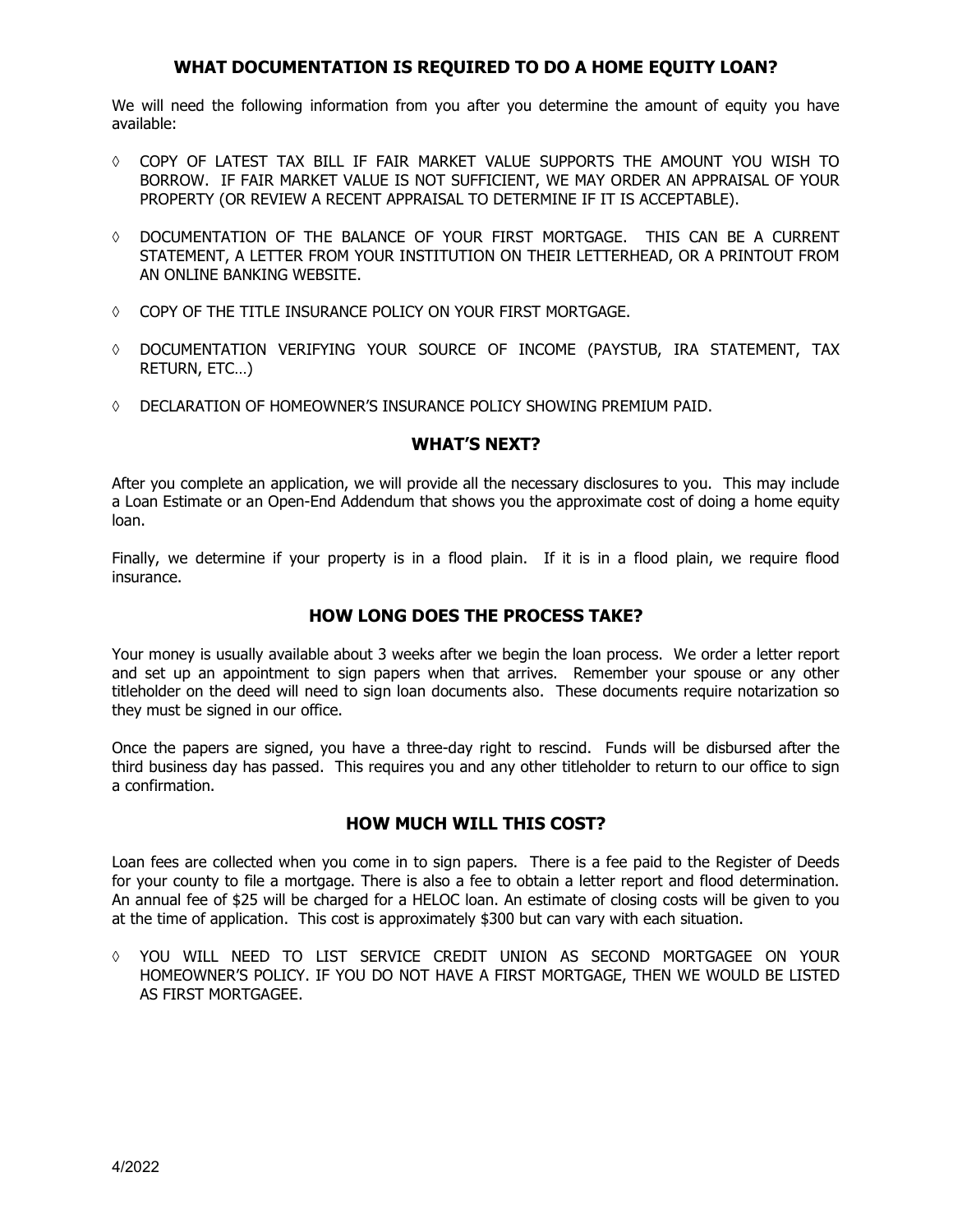## WHAT DOCUMENTATION IS REQUIRED TO DO A HOME EQUITY LOAN?

We will need the following information from you after you determine the amount of equity you have available:

- ◊ COPY OF LATEST TAX BILL IF FAIR MARKET VALUE SUPPORTS THE AMOUNT YOU WISH TO BORROW. IF FAIR MARKET VALUE IS NOT SUFFICIENT, WE MAY ORDER AN APPRAISAL OF YOUR PROPERTY (OR REVIEW A RECENT APPRAISAL TO DETERMINE IF IT IS ACCEPTABLE).
- ◊ DOCUMENTATION OF THE BALANCE OF YOUR FIRST MORTGAGE. THIS CAN BE A CURRENT STATEMENT, A LETTER FROM YOUR INSTITUTION ON THEIR LETTERHEAD, OR A PRINTOUT FROM AN ONLINE BANKING WEBSITE.
- ◊ COPY OF THE TITLE INSURANCE POLICY ON YOUR FIRST MORTGAGE.
- ◊ DOCUMENTATION VERIFYING YOUR SOURCE OF INCOME (PAYSTUB, IRA STATEMENT, TAX RETURN, ETC…)
- ◊ DECLARATION OF HOMEOWNER'S INSURANCE POLICY SHOWING PREMIUM PAID.

## WHAT'S NEXT?

After you complete an application, we will provide all the necessary disclosures to you. This may include a Loan Estimate or an Open-End Addendum that shows you the approximate cost of doing a home equity loan.

Finally, we determine if your property is in a flood plain. If it is in a flood plain, we require flood insurance.

## HOW LONG DOES THE PROCESS TAKE?

Your money is usually available about 3 weeks after we begin the loan process. We order a letter report and set up an appointment to sign papers when that arrives. Remember your spouse or any other titleholder on the deed will need to sign loan documents also. These documents require notarization so they must be signed in our office.

Once the papers are signed, you have a three-day right to rescind. Funds will be disbursed after the third business day has passed. This requires you and any other titleholder to return to our office to sign a confirmation.

## HOW MUCH WILL THIS COST?

Loan fees are collected when you come in to sign papers. There is a fee paid to the Register of Deeds for your county to file a mortgage. There is also a fee to obtain a letter report and flood determination. An annual fee of $25 will be charged for a HELOC loan. An estimate of closing costs will be given to you at the time of application. This cost is approximately $300 but can vary with each situation.

- ◊ YOU WILL NEED TO LIST SERVICE CREDIT UNION AS SECOND MORTGAGEE ON YOUR HOMEOWNER'S POLICY. IF YOU DO NOT HAVE A FIRST MORTGAGE, THEN WE WOULD BE LISTED AS FIRST MORTGAGEE.

4/2022